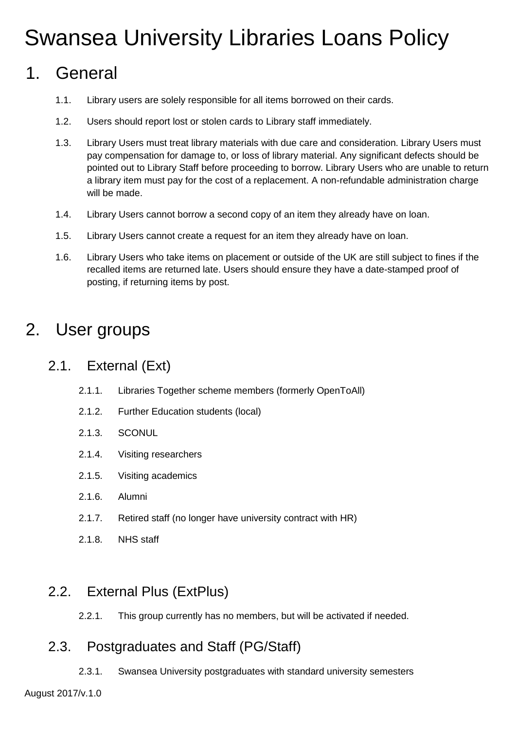# Swansea University Libraries Loans Policy

## 1. General

1.1. Library users are solely responsible for all items borrowed on their cards.

1.2. Users should report lost or stolen cards to Library staff immediately.

1.3. Library Users must treat library materials with due care and consideration. Library Users must pay compensation for damage to, or loss of library material. Any significant defects should be pointed out to Library Staff before proceeding to borrow. Library Users who are unable to return a library item must pay for the cost of a replacement. A non-refundable administration charge will be made.

1.4. Library Users cannot borrow a second copy of an item they already have on loan.

1.5. Library Users cannot create a request for an item they already have on loan.

1.6. Library Users who take items on placement or outside of the UK are still subject to fines if the recalled items are returned late. Users should ensure they have a date-stamped proof of posting, if returning items by post.

## 2. User groups

### 2.1. External (Ext)

2.1.1. Libraries Together scheme members (formerly OpenToAll)

2.1.2. Further Education students (local)

2.1.3. SCONUL

2.1.4. Visiting researchers

2.1.5. Visiting academics

2.1.6. Alumni

2.1.7. Retired staff (no longer have university contract with HR)

2.1.8. NHS staff

### 2.2. External Plus (ExtPlus)

2.2.1. This group currently has no members, but will be activated if needed.

### 2.3. Postgraduates and Staff (PG/Staff)

2.3.1. Swansea University postgraduates with standard university semesters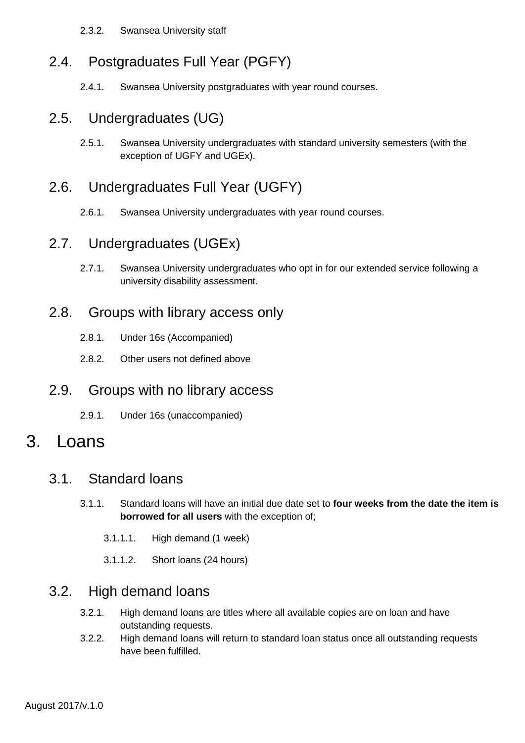2.3.2. Swansea University staff

## 2.4. Postgraduates Full Year (PGFY)

2.4.1. Swansea University postgraduates with year round courses.

## 2.5. Undergraduates (UG)

2.5.1. Swansea University undergraduates with standard university semesters (with the exception of UGFY and UGEx).

## 2.6. Undergraduates Full Year (UGFY)

2.6.1. Swansea University undergraduates with year round courses.

## 2.7. Undergraduates (UGEx)

2.7.1. Swansea University undergraduates who opt in for our extended service following a university disability assessment.

## 2.8. Groups with library access only

2.8.1. Under 16s (Accompanied)

2.8.2. Other users not defined above

## 2.9. Groups with no library access

2.9.1. Under 16s (unaccompanied)

# 3. Loans

## 3.1. Standard loans

3.1.1. Standard loans will have an initial due date set to **four weeks from the date the item is borrowed for all users** with the exception of;

3.1.1.1. High demand (1 week)

3.1.1.2. Short loans (24 hours)

## 3.2. High demand loans

3.2.1. High demand loans are titles where all available copies are on loan and have outstanding requests.

3.2.2. High demand loans will return to standard loan status once all outstanding requests have been fulfilled.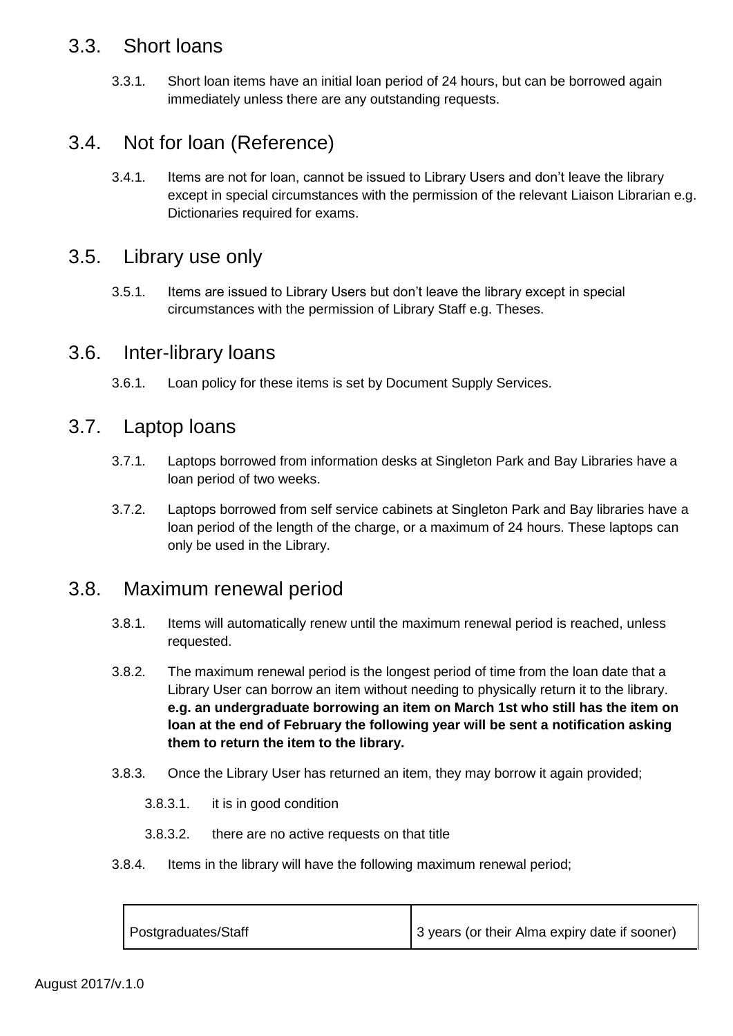## 3.3. Short loans

3.3.1. Short loan items have an initial loan period of 24 hours, but can be borrowed again immediately unless there are any outstanding requests.

## 3.4. Not for loan (Reference)

3.4.1. Items are not for loan, cannot be issued to Library Users and don't leave the library except in special circumstances with the permission of the relevant Liaison Librarian e.g. Dictionaries required for exams.

## 3.5. Library use only

3.5.1. Items are issued to Library Users but don't leave the library except in special circumstances with the permission of Library Staff e.g. Theses.

## 3.6. Inter-library loans

3.6.1. Loan policy for these items is set by Document Supply Services.

## 3.7. Laptop loans

3.7.1. Laptops borrowed from information desks at Singleton Park and Bay Libraries have a loan period of two weeks.

3.7.2. Laptops borrowed from self service cabinets at Singleton Park and Bay libraries have a loan period of the length of the charge, or a maximum of 24 hours. These laptops can only be used in the Library.

## 3.8. Maximum renewal period

3.8.1. Items will automatically renew until the maximum renewal period is reached, unless requested.

3.8.2. The maximum renewal period is the longest period of time from the loan date that a Library User can borrow an item without needing to physically return it to the library. **e.g. an undergraduate borrowing an item on March 1st who still has the item on loan at the end of February the following year will be sent a notification asking them to return the item to the library.**

3.8.3. Once the Library User has returned an item, they may borrow it again provided;

3.8.3.1. it is in good condition

3.8.3.2. there are no active requests on that title

3.8.4. Items in the library will have the following maximum renewal period;

| | |
|---|---|
| Postgraduates/Staff | 3 years (or their Alma expiry date if sooner) |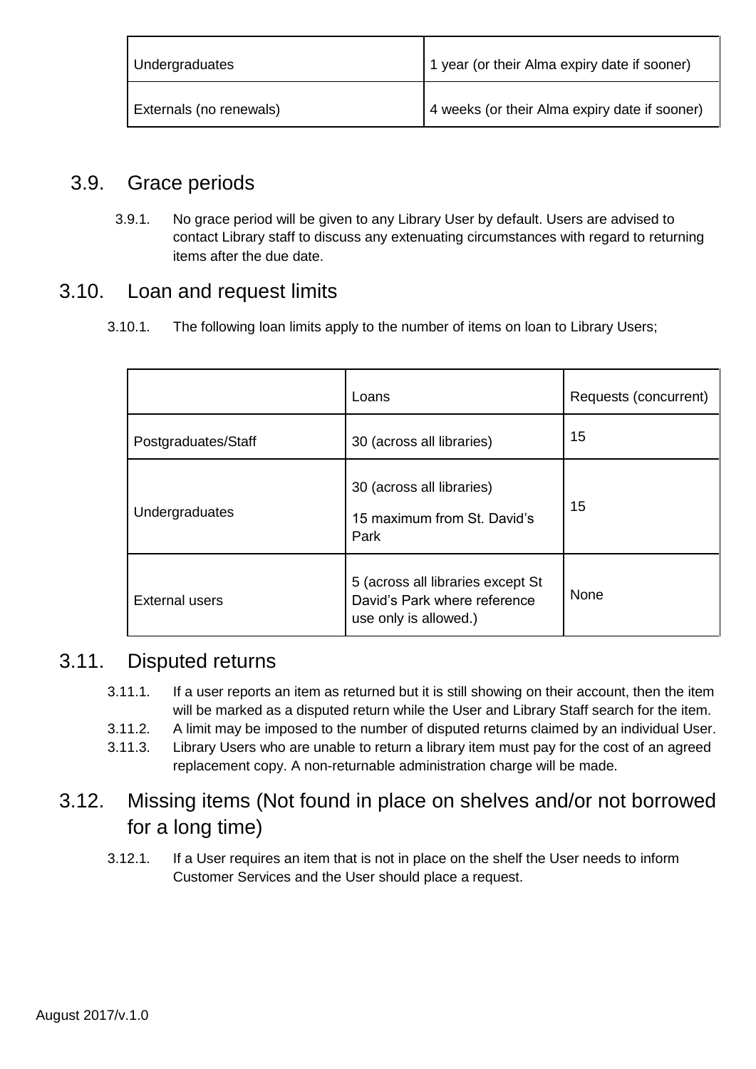| Undergraduates | 1 year (or their Alma expiry date if sooner) |
|---|---|
| Externals (no renewals) | 4 weeks (or their Alma expiry date if sooner) |

## 3.9. Grace periods

3.9.1. No grace period will be given to any Library User by default. Users are advised to contact Library staff to discuss any extenuating circumstances with regard to returning items after the due date.

## 3.10. Loan and request limits

3.10.1. The following loan limits apply to the number of items on loan to Library Users;

| | Loans | Requests (concurrent) |
|---|---|---|
| Postgraduates/Staff | 30 (across all libraries) | 15 |
| Undergraduates | 30 (across all libraries)<br>15 maximum from St. David's Park | 15 |
| External users | 5 (across all libraries except St David's Park where reference use only is allowed.) | None |

## 3.11. Disputed returns

3.11.1. If a user reports an item as returned but it is still showing on their account, then the item will be marked as a disputed return while the User and Library Staff search for the item.

3.11.2. A limit may be imposed to the number of disputed returns claimed by an individual User.

3.11.3. Library Users who are unable to return a library item must pay for the cost of an agreed replacement copy. A non-returnable administration charge will be made.

## 3.12. Missing items (Not found in place on shelves and/or not borrowed for a long time)

3.12.1. If a User requires an item that is not in place on the shelf the User needs to inform Customer Services and the User should place a request.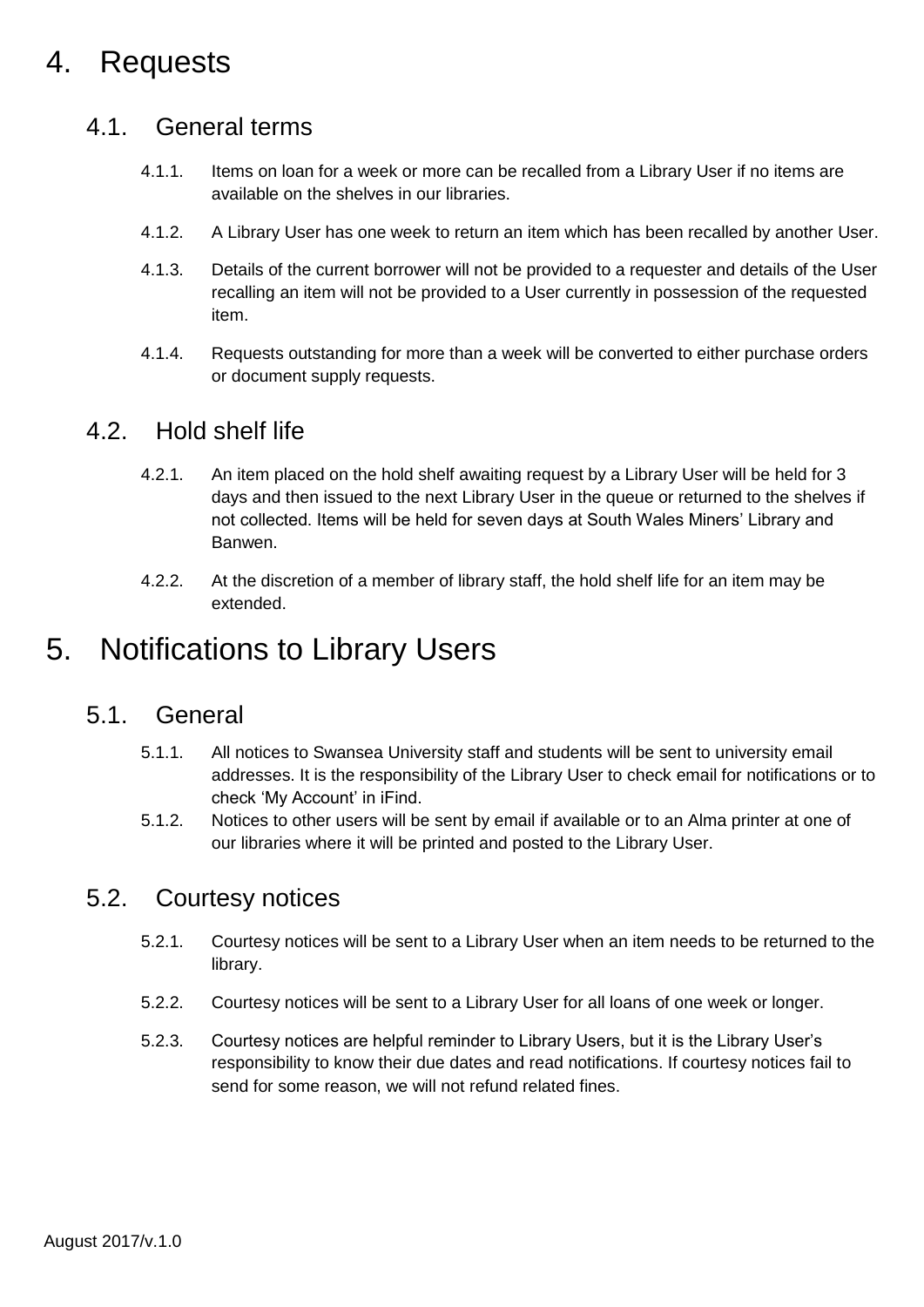# 4. Requests

## 4.1. General terms

4.1.1. Items on loan for a week or more can be recalled from a Library User if no items are available on the shelves in our libraries.

4.1.2. A Library User has one week to return an item which has been recalled by another User.

4.1.3. Details of the current borrower will not be provided to a requester and details of the User recalling an item will not be provided to a User currently in possession of the requested item.

4.1.4. Requests outstanding for more than a week will be converted to either purchase orders or document supply requests.

## 4.2. Hold shelf life

4.2.1. An item placed on the hold shelf awaiting request by a Library User will be held for 3 days and then issued to the next Library User in the queue or returned to the shelves if not collected. Items will be held for seven days at South Wales Miners' Library and Banwen.

4.2.2. At the discretion of a member of library staff, the hold shelf life for an item may be extended.

# 5. Notifications to Library Users

## 5.1. General

5.1.1. All notices to Swansea University staff and students will be sent to university email addresses. It is the responsibility of the Library User to check email for notifications or to check 'My Account' in iFind.

5.1.2. Notices to other users will be sent by email if available or to an Alma printer at one of our libraries where it will be printed and posted to the Library User.

## 5.2. Courtesy notices

5.2.1. Courtesy notices will be sent to a Library User when an item needs to be returned to the library.

5.2.2. Courtesy notices will be sent to a Library User for all loans of one week or longer.

5.2.3. Courtesy notices are helpful reminder to Library Users, but it is the Library User's responsibility to know their due dates and read notifications. If courtesy notices fail to send for some reason, we will not refund related fines.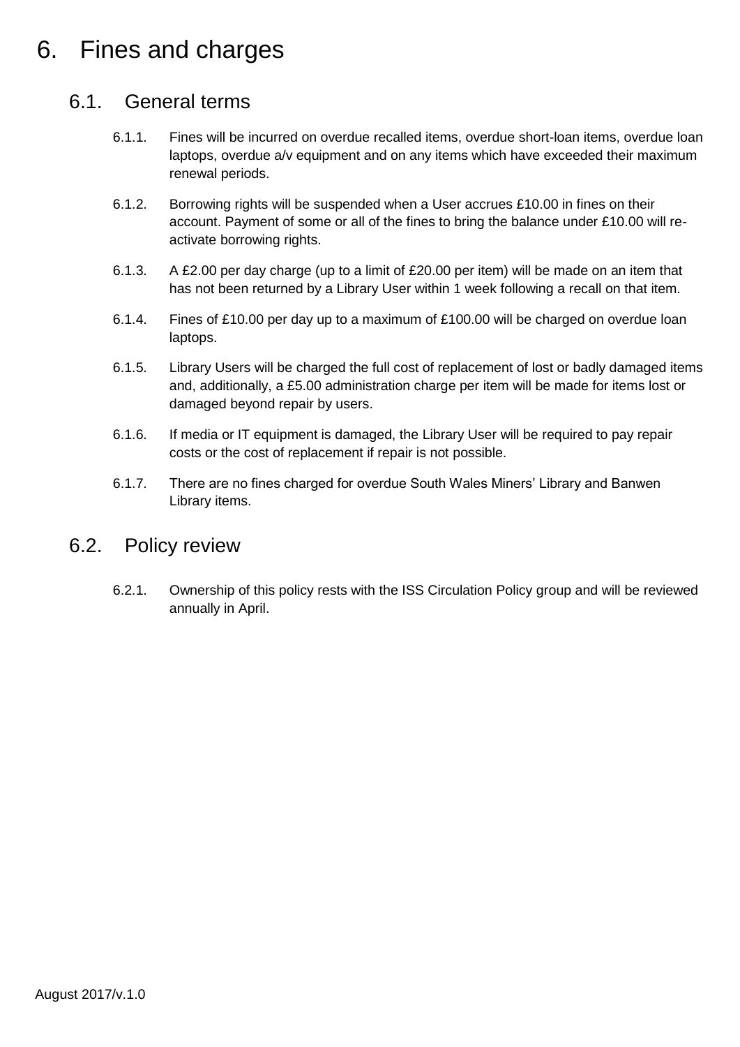# 6. Fines and charges

## 6.1. General terms

6.1.1. Fines will be incurred on overdue recalled items, overdue short-loan items, overdue loan laptops, overdue a/v equipment and on any items which have exceeded their maximum renewal periods.

6.1.2. Borrowing rights will be suspended when a User accrues £10.00 in fines on their account. Payment of some or all of the fines to bring the balance under £10.00 will re-activate borrowing rights.

6.1.3. A £2.00 per day charge (up to a limit of £20.00 per item) will be made on an item that has not been returned by a Library User within 1 week following a recall on that item.

6.1.4. Fines of £10.00 per day up to a maximum of £100.00 will be charged on overdue loan laptops.

6.1.5. Library Users will be charged the full cost of replacement of lost or badly damaged items and, additionally, a £5.00 administration charge per item will be made for items lost or damaged beyond repair by users.

6.1.6. If media or IT equipment is damaged, the Library User will be required to pay repair costs or the cost of replacement if repair is not possible.

6.1.7. There are no fines charged for overdue South Wales Miners' Library and Banwen Library items.

## 6.2. Policy review

6.2.1. Ownership of this policy rests with the ISS Circulation Policy group and will be reviewed annually in April.

August 2017/v.1.0